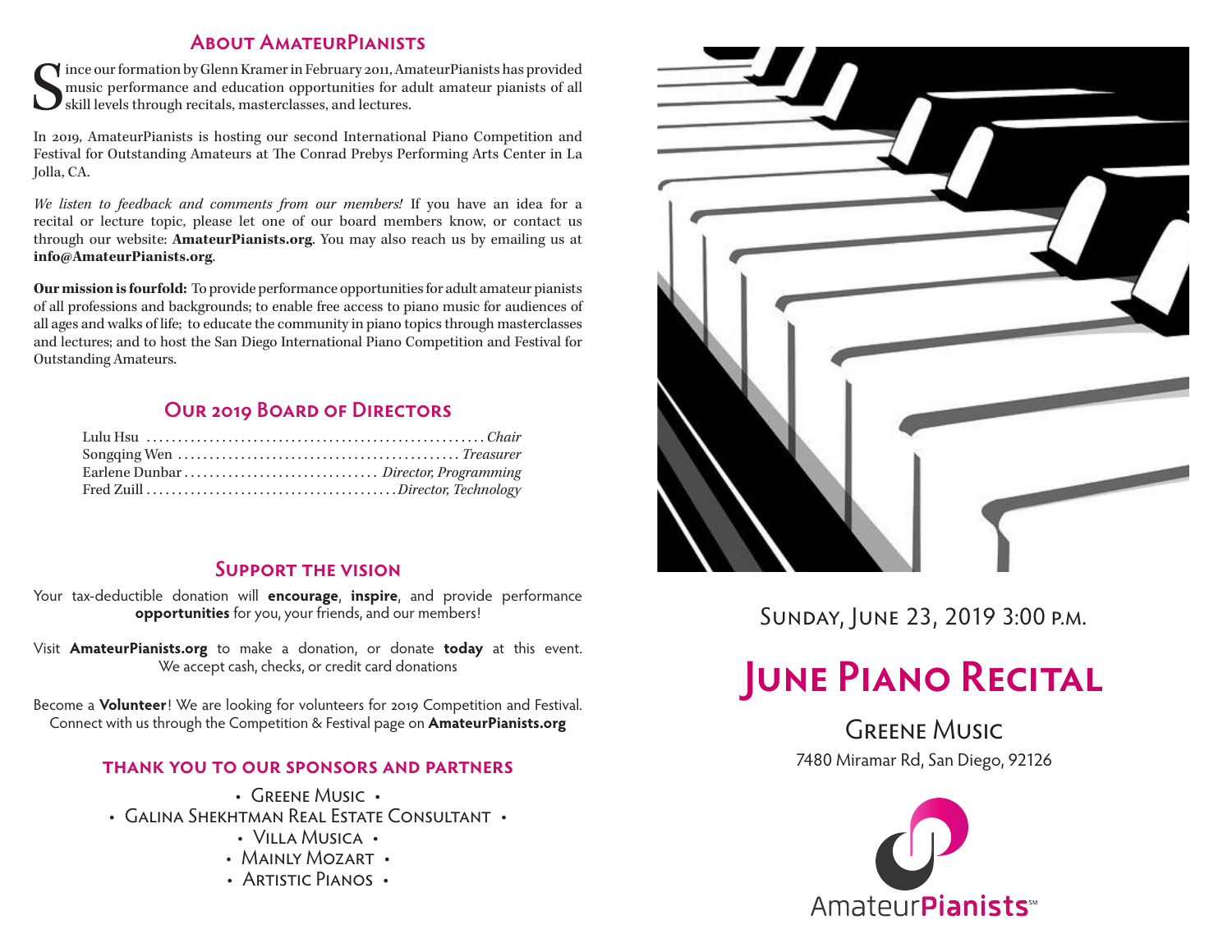## About AmateurPianists

Since our formation by Glenn Kramer in February 2011, AmateurPianists has provided music performance and education opportunities for adult amateur pianists of all skill levels through recitals, masterclasses, and lectures.

In 2019, AmateurPianists is hosting our second International Piano Competition and Festival for Outstanding Amateurs at The Conrad Prebys Performing Arts Center in La Jolla, CA.

*We listen to feedback and comments from our members!* If you have an idea for a recital or lecture topic, please let one of our board members know, or contact us through our website: **AmateurPianists.org**. You may also reach us by emailing us at **info@AmateurPianists.org**.

**Our mission is fourfold:** To provide performance opportunities for adult amateur pianists of all professions and backgrounds; to enable free access to piano music for audiences of all ages and walks of life; to educate the community in piano topics through masterclasses and lectures; and to host the San Diego International Piano Competition and Festival for Outstanding Amateurs.

## Our 2019 Board of Directors

Lulu Hsu ........ *Chair*
Songqing Wen ........ *Treasurer*
Earlene Dunbar ........ *Director, Programming*
Fred Zuill ........ *Director, Technology*

## Support the vision

Your tax-deductible donation will **encourage**, **inspire**, and provide performance **opportunities** for you, your friends, and our members!

Visit **AmateurPianists.org** to make a donation, or donate **today** at this event. We accept cash, checks, or credit card donations

Become a **Volunteer**! We are looking for volunteers for 2019 Competition and Festival. Connect with us through the Competition & Festival page on **AmateurPianists.org**

### Thank you to our sponsors and partners

- Greene Music
- Galina Shekhtman Real Estate Consultant
- Villa Musica
- Mainly Mozart
- Artistic Pianos

Sunday, June 23, 2019 3:00 p.m.

# June Piano Recital

Greene Music

7480 Miramar Rd, San Diego, 92126

AmateurPianists℠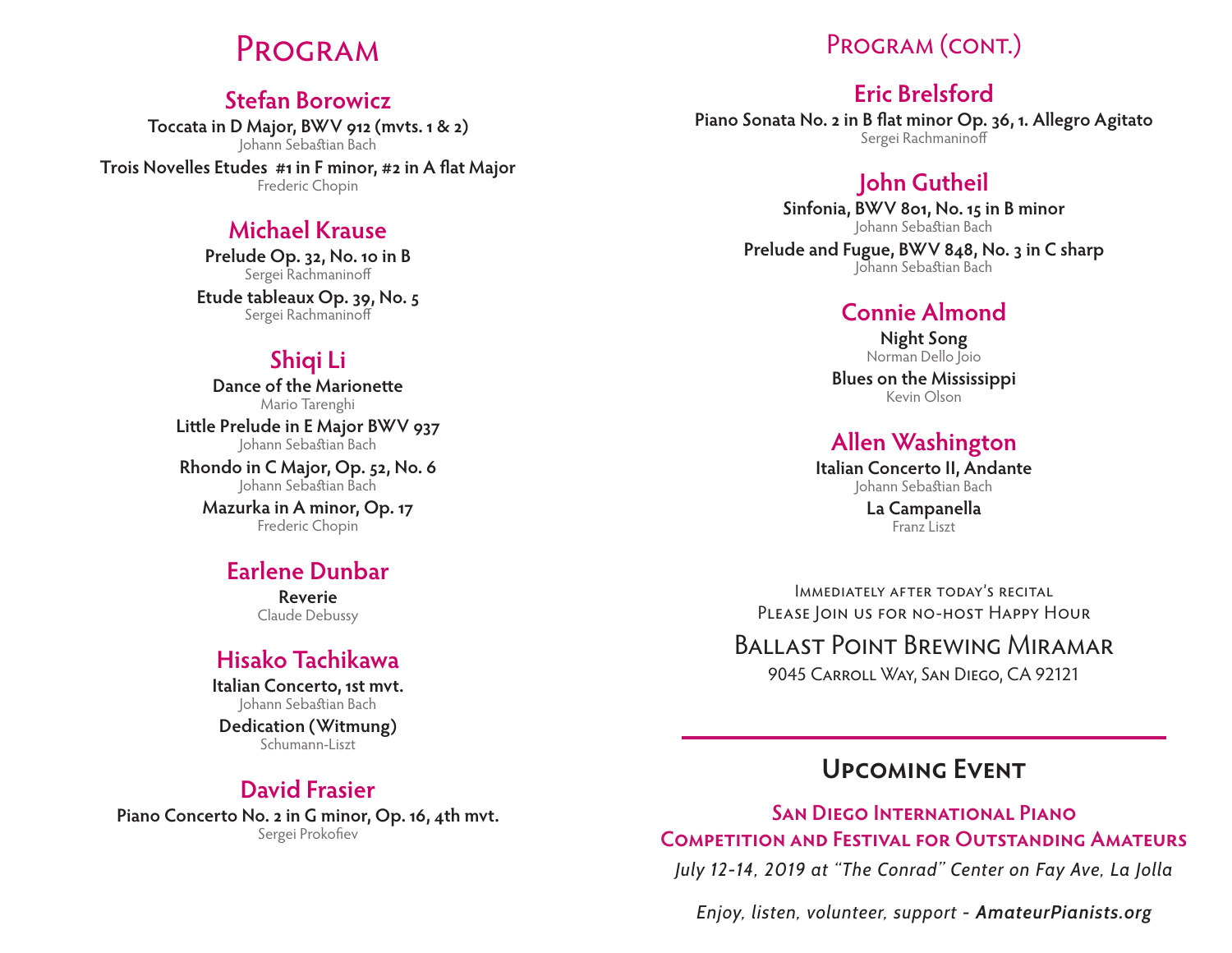# Program

## Stefan Borowicz

**Toccata in D Major, BWV 912 (mvts. 1 & 2)**
Johann Sebastian Bach

**Trois Novelles Etudes #1 in F minor, #2 in A flat Major**
Frederic Chopin

## Michael Krause

**Prelude Op. 32, No. 10 in B**
Sergei Rachmaninoff

**Etude tableaux Op. 39, No. 5**
Sergei Rachmaninoff

## Shiqi Li

**Dance of the Marionette**
Mario Tarenghi

**Little Prelude in E Major BWV 937**
Johann Sebastian Bach

**Rhondo in C Major, Op. 52, No. 6**
Johann Sebastian Bach

**Mazurka in A minor, Op. 17**
Frederic Chopin

## Earlene Dunbar

**Reverie**
Claude Debussy

## Hisako Tachikawa

**Italian Concerto, 1st mvt.**
Johann Sebastian Bach

**Dedication (Witmung)**
Schumann-Liszt

## David Frasier

**Piano Concerto No. 2 in G minor, Op. 16, 4th mvt.**
Sergei Prokofiev

# Program (cont.)

## Eric Brelsford

**Piano Sonata No. 2 in B flat minor Op. 36, 1. Allegro Agitato**
Sergei Rachmaninoff

## John Gutheil

**Sinfonia, BWV 801, No. 15 in B minor**
Johann Sebastian Bach

**Prelude and Fugue, BWV 848, No. 3 in C sharp**
Johann Sebastian Bach

## Connie Almond

**Night Song**
Norman Dello Joio

**Blues on the Mississippi**
Kevin Olson

## Allen Washington

**Italian Concerto II, Andante**
Johann Sebastian Bach

**La Campanella**
Franz Liszt

Immediately after today's recital
Please Join us for no-host Happy Hour

Ballast Point Brewing Miramar
9045 Carroll Way, San Diego, CA 92121

---

# Upcoming Event

**San Diego International Piano Competition and Festival for Outstanding Amateurs**

*July 12-14, 2019 at "The Conrad" Center on Fay Ave, La Jolla*

*Enjoy, listen, volunteer, support - **AmateurPianists.org***